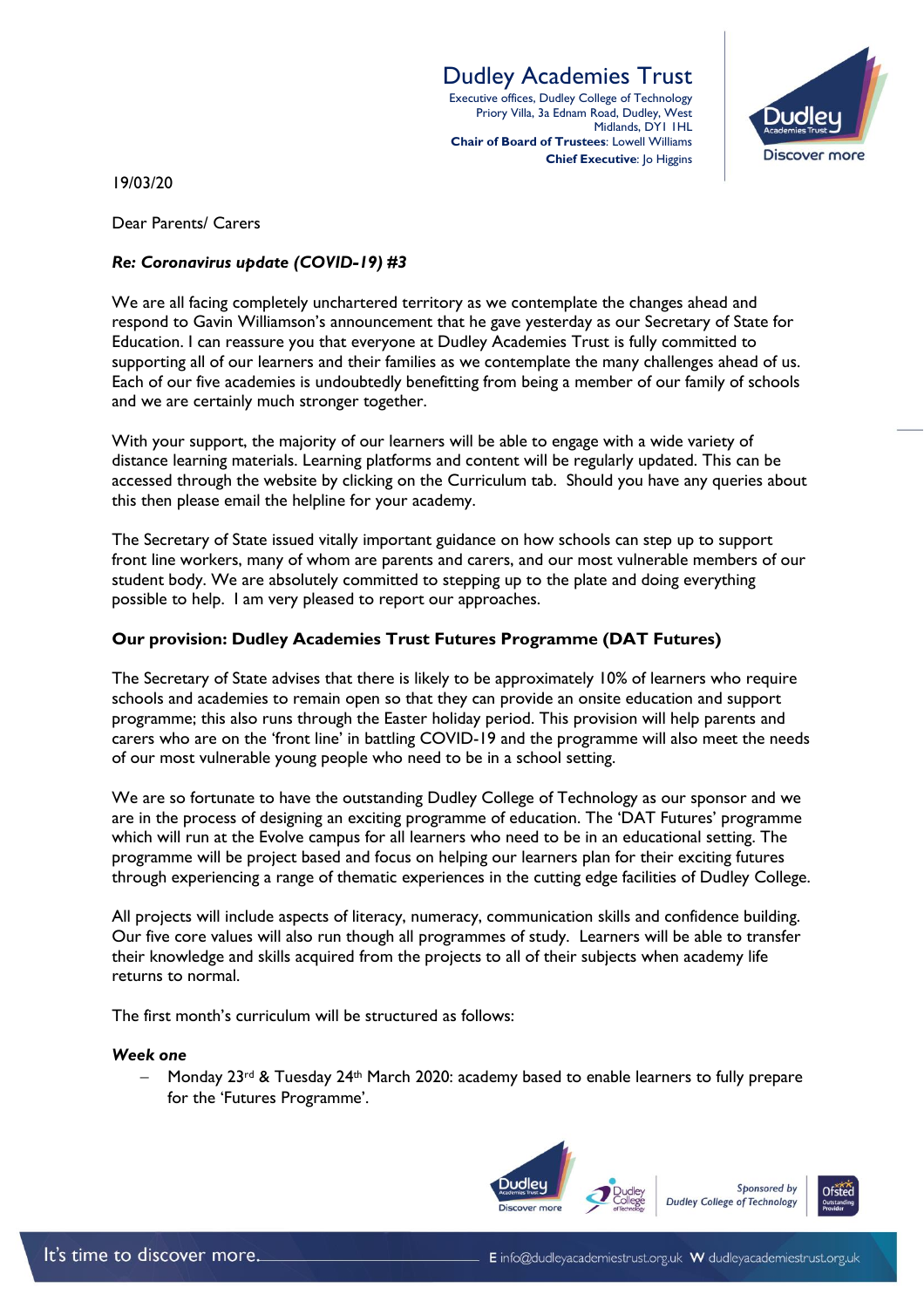Dudley Academies Trust
Executive offices, Dudley College of Technology
Priory Villa, 3a Ednam Road, Dudley, West Midlands, DY1 1HL
**Chair of Board of Trustees**: Lowell Williams
**Chief Executive**: Jo Higgins

19/03/20

Dear Parents/ Carers

***Re: Coronavirus update (COVID-19) #3***

We are all facing completely unchartered territory as we contemplate the changes ahead and respond to Gavin Williamson's announcement that he gave yesterday as our Secretary of State for Education. I can reassure you that everyone at Dudley Academies Trust is fully committed to supporting all of our learners and their families as we contemplate the many challenges ahead of us. Each of our five academies is undoubtedly benefitting from being a member of our family of schools and we are certainly much stronger together.

With your support, the majority of our learners will be able to engage with a wide variety of distance learning materials. Learning platforms and content will be regularly updated. This can be accessed through the website by clicking on the Curriculum tab. Should you have any queries about this then please email the helpline for your academy.

The Secretary of State issued vitally important guidance on how schools can step up to support front line workers, many of whom are parents and carers, and our most vulnerable members of our student body. We are absolutely committed to stepping up to the plate and doing everything possible to help. I am very pleased to report our approaches.

**Our provision: Dudley Academies Trust Futures Programme (DAT Futures)**

The Secretary of State advises that there is likely to be approximately 10% of learners who require schools and academies to remain open so that they can provide an onsite education and support programme; this also runs through the Easter holiday period. This provision will help parents and carers who are on the 'front line' in battling COVID-19 and the programme will also meet the needs of our most vulnerable young people who need to be in a school setting.

We are so fortunate to have the outstanding Dudley College of Technology as our sponsor and we are in the process of designing an exciting programme of education. The 'DAT Futures' programme which will run at the Evolve campus for all learners who need to be in an educational setting. The programme will be project based and focus on helping our learners plan for their exciting futures through experiencing a range of thematic experiences in the cutting edge facilities of Dudley College.

All projects will include aspects of literacy, numeracy, communication skills and confidence building. Our five core values will also run though all programmes of study. Learners will be able to transfer their knowledge and skills acquired from the projects to all of their subjects when academy life returns to normal.

The first month's curriculum will be structured as follows:

***Week one***

- Monday 23rd & Tuesday 24th March 2020: academy based to enable learners to fully prepare for the 'Futures Programme'.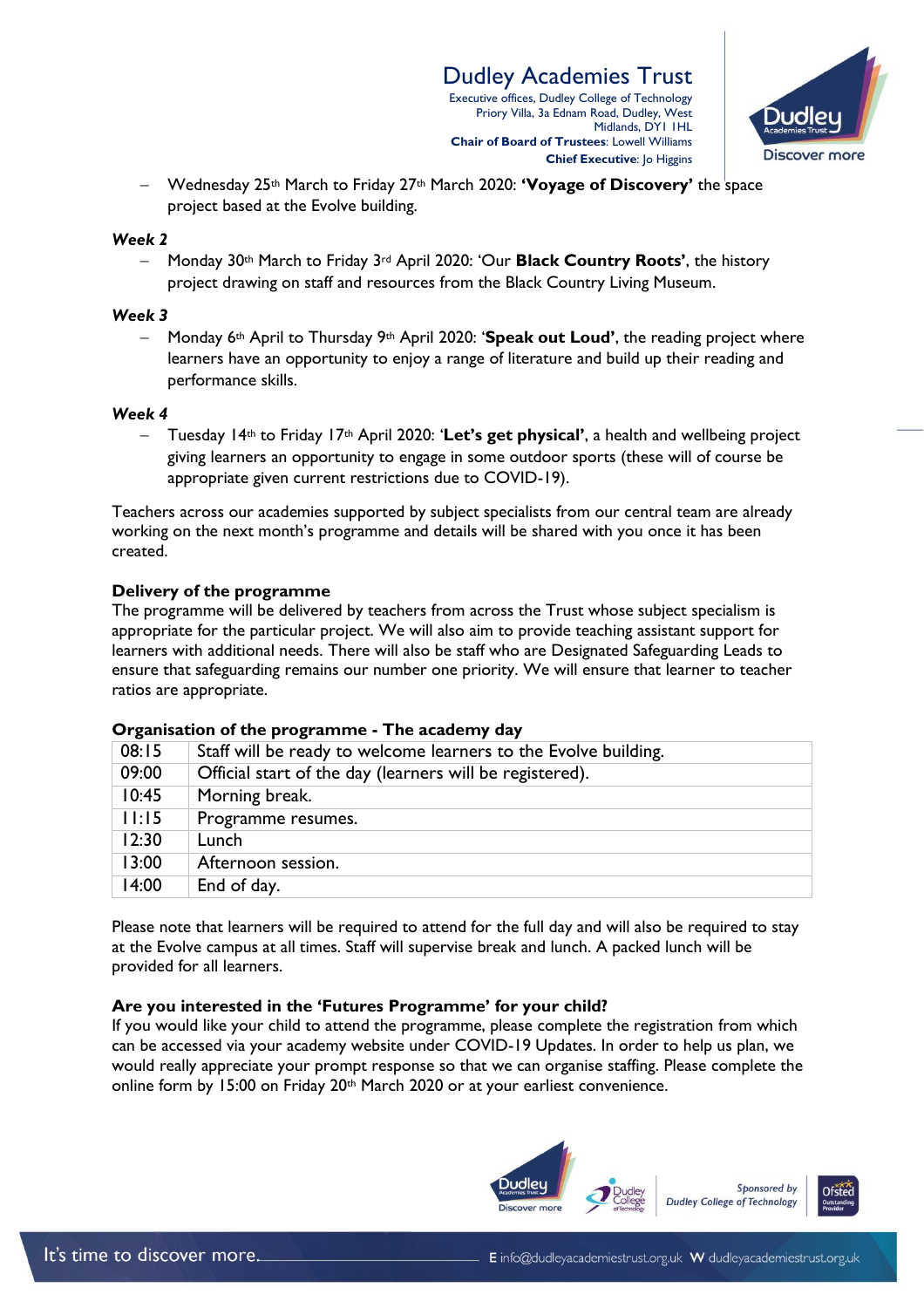- Wednesday 25th March to Friday 27th March 2020: **'Voyage of Discovery'** the space project based at the Evolve building.

*Week 2*

- Monday 30th March to Friday 3rd April 2020: 'Our **Black Country Roots'**, the history project drawing on staff and resources from the Black Country Living Museum.

*Week 3*

- Monday 6th April to Thursday 9th April 2020: '**Speak out Loud'**, the reading project where learners have an opportunity to enjoy a range of literature and build up their reading and performance skills.

*Week 4*

- Tuesday 14th to Friday 17th April 2020: '**Let's get physical'**, a health and wellbeing project giving learners an opportunity to engage in some outdoor sports (these will of course be appropriate given current restrictions due to COVID-19).

Teachers across our academies supported by subject specialists from our central team are already working on the next month's programme and details will be shared with you once it has been created.

**Delivery of the programme**

The programme will be delivered by teachers from across the Trust whose subject specialism is appropriate for the particular project. We will also aim to provide teaching assistant support for learners with additional needs. There will also be staff who are Designated Safeguarding Leads to ensure that safeguarding remains our number one priority. We will ensure that learner to teacher ratios are appropriate.

**Organisation of the programme - The academy day**

| 08:15 | Staff will be ready to welcome learners to the Evolve building. |
|---|---|
| 09:00 | Official start of the day (learners will be registered). |
| 10:45 | Morning break. |
| 11:15 | Programme resumes. |
| 12:30 | Lunch |
| 13:00 | Afternoon session. |
| 14:00 | End of day. |

Please note that learners will be required to attend for the full day and will also be required to stay at the Evolve campus at all times. Staff will supervise break and lunch. A packed lunch will be provided for all learners.

**Are you interested in the 'Futures Programme' for your child?**

If you would like your child to attend the programme, please complete the registration from which can be accessed via your academy website under COVID-19 Updates. In order to help us plan, we would really appreciate your prompt response so that we can organise staffing. Please complete the online form by 15:00 on Friday 20th March 2020 or at your earliest convenience.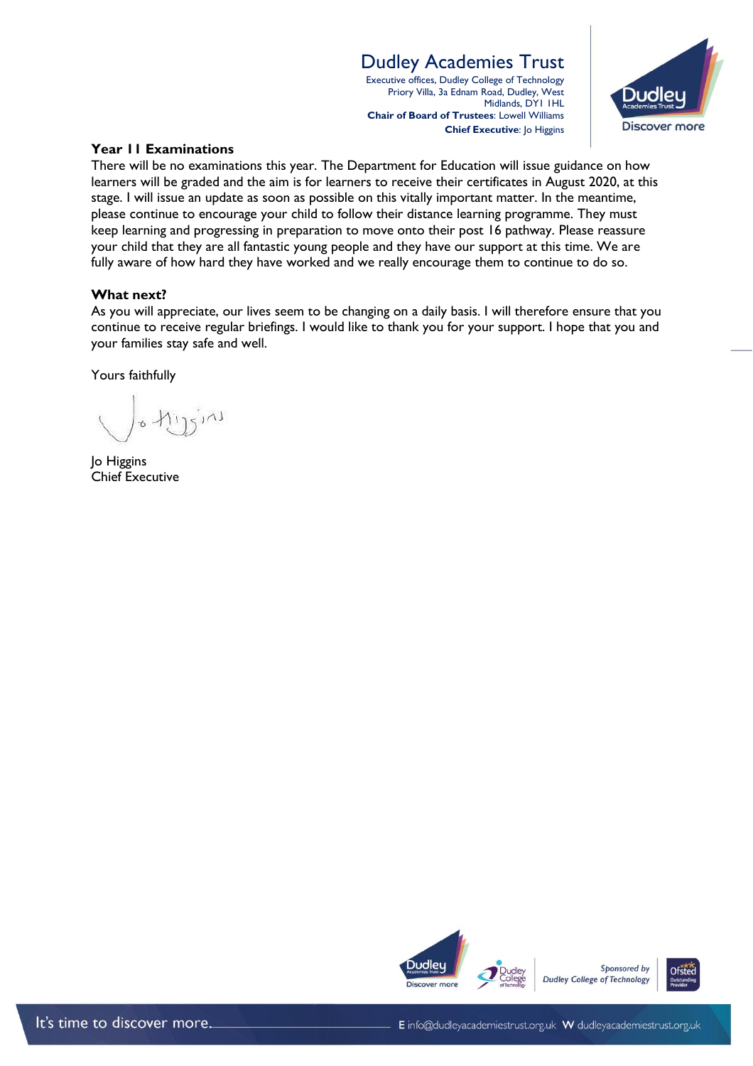Dudley Academies Trust

Executive offices, Dudley College of Technology
Priory Villa, 3a Ednam Road, Dudley, West Midlands, DY1 1HL
**Chair of Board of Trustees**: Lowell Williams
**Chief Executive**: Jo Higgins

**Year 11 Examinations**

There will be no examinations this year. The Department for Education will issue guidance on how learners will be graded and the aim is for learners to receive their certificates in August 2020, at this stage. I will issue an update as soon as possible on this vitally important matter. In the meantime, please continue to encourage your child to follow their distance learning programme. They must keep learning and progressing in preparation to move onto their post 16 pathway. Please reassure your child that they are all fantastic young people and they have our support at this time. We are fully aware of how hard they have worked and we really encourage them to continue to do so.

**What next?**

As you will appreciate, our lives seem to be changing on a daily basis. I will therefore ensure that you continue to receive regular briefings. I would like to thank you for your support. I hope that you and your families stay safe and well.

Yours faithfully

Jo Higgins
Chief Executive

Sponsored by Dudley College of Technology

It's time to discover more.

E info@dudleyacademiestrust.org.uk W dudleyacademiestrust.org.uk